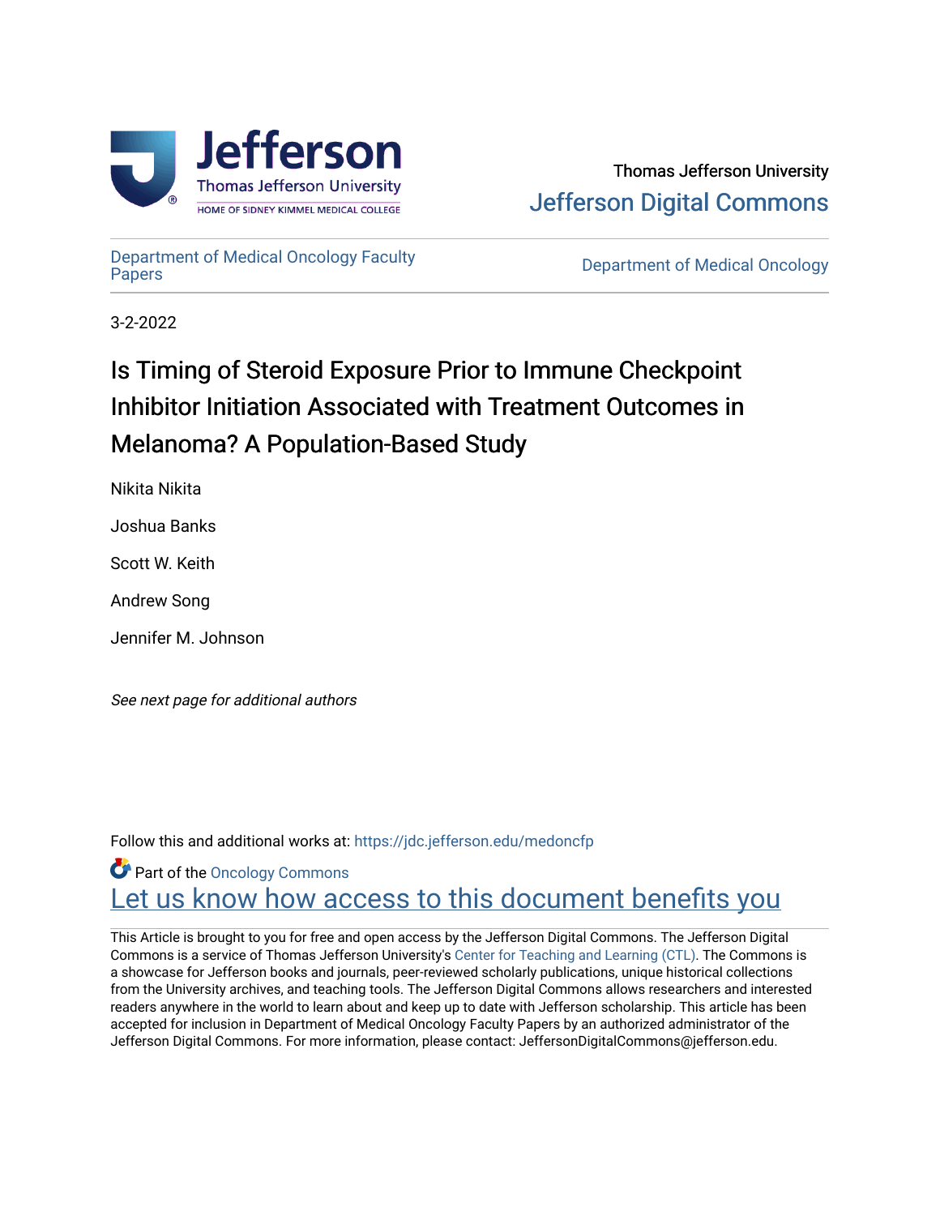Thomas Jefferson University

Jefferson Digital Commons

Department of Medical Oncology Faculty Papers

Department of Medical Oncology

3-2-2022

# Is Timing of Steroid Exposure Prior to Immune Checkpoint Inhibitor Initiation Associated with Treatment Outcomes in Melanoma? A Population-Based Study

Nikita Nikita

Joshua Banks

Scott W. Keith

Andrew Song

Jennifer M. Johnson

*See next page for additional authors*

Follow this and additional works at: https://jdc.jefferson.edu/medoncfp

Part of the Oncology Commons

Let us know how access to this document benefits you

This Article is brought to you for free and open access by the Jefferson Digital Commons. The Jefferson Digital Commons is a service of Thomas Jefferson University's Center for Teaching and Learning (CTL). The Commons is a showcase for Jefferson books and journals, peer-reviewed scholarly publications, unique historical collections from the University archives, and teaching tools. The Jefferson Digital Commons allows researchers and interested readers anywhere in the world to learn about and keep up to date with Jefferson scholarship. This article has been accepted for inclusion in Department of Medical Oncology Faculty Papers by an authorized administrator of the Jefferson Digital Commons. For more information, please contact: JeffersonDigitalCommons@jefferson.edu.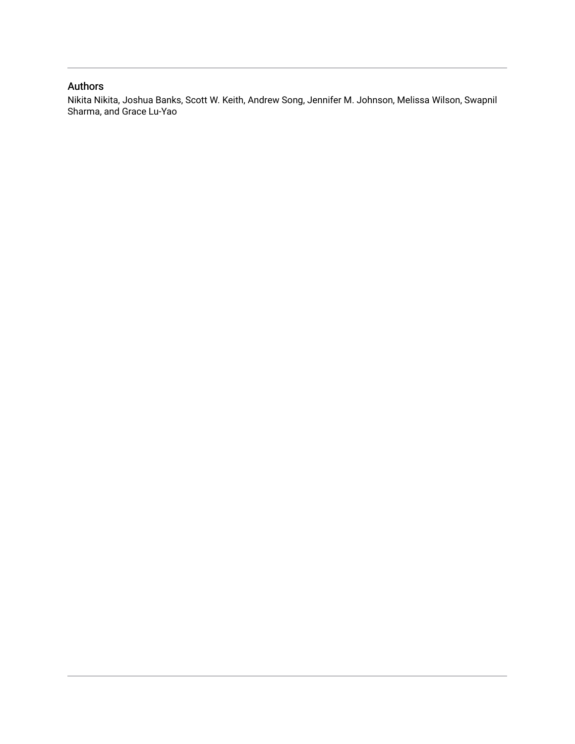## Authors

Nikita Nikita, Joshua Banks, Scott W. Keith, Andrew Song, Jennifer M. Johnson, Melissa Wilson, Swapnil Sharma, and Grace Lu-Yao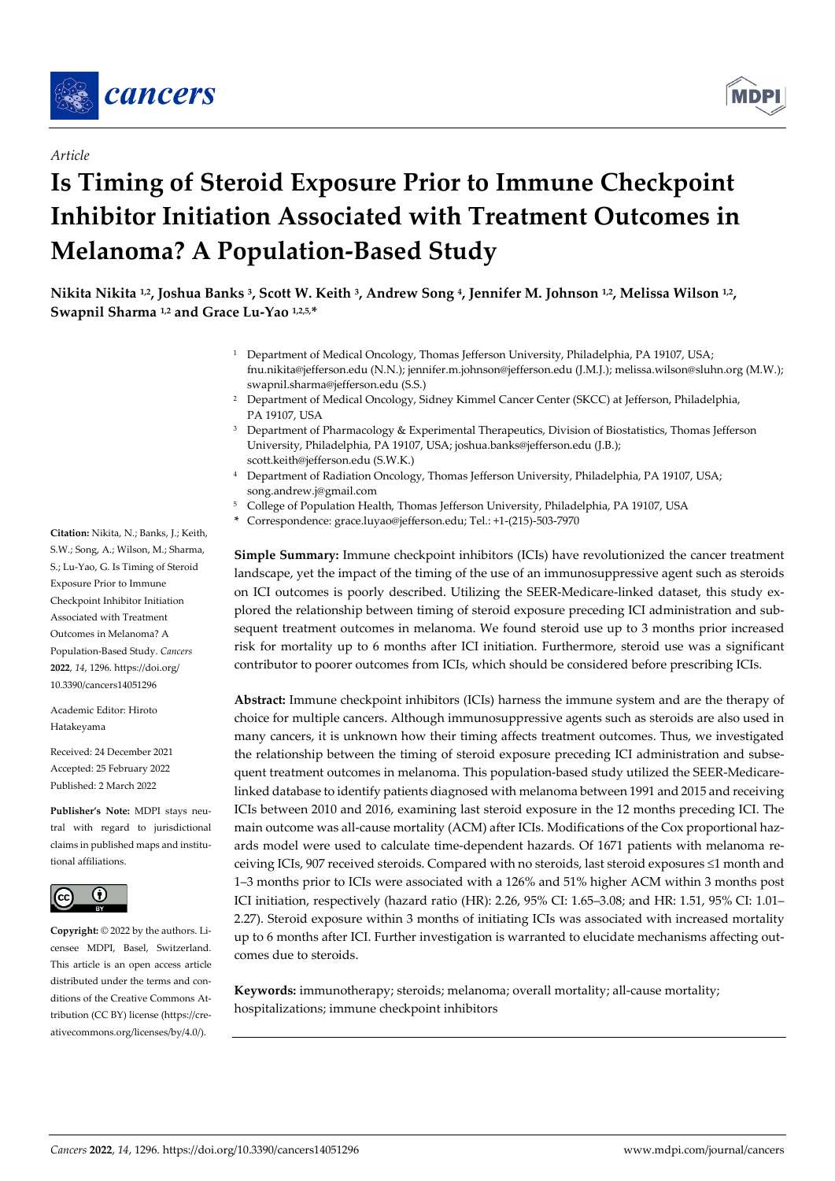*Article*

# Is Timing of Steroid Exposure Prior to Immune Checkpoint Inhibitor Initiation Associated with Treatment Outcomes in Melanoma? A Population-Based Study

**Nikita Nikita [1,2], Joshua Banks [3], Scott W. Keith [3], Andrew Song [4], Jennifer M. Johnson [1,2], Melissa Wilson [1,2], Swapnil Sharma [1,2] and Grace Lu-Yao [1,2,5,*]**

[1] Department of Medical Oncology, Thomas Jefferson University, Philadelphia, PA 19107, USA; fnu.nikita@jefferson.edu (N.N.); jennifer.m.johnson@jefferson.edu (J.M.J.); melissa.wilson@sluhn.org (M.W.); swapnil.sharma@jefferson.edu (S.S.)

[2] Department of Medical Oncology, Sidney Kimmel Cancer Center (SKCC) at Jefferson, Philadelphia, PA 19107, USA

[3] Department of Pharmacology & Experimental Therapeutics, Division of Biostatistics, Thomas Jefferson University, Philadelphia, PA 19107, USA; joshua.banks@jefferson.edu (J.B.); scott.keith@jefferson.edu (S.W.K.)

[4] Department of Radiation Oncology, Thomas Jefferson University, Philadelphia, PA 19107, USA; song.andrew.j@gmail.com

[5] College of Population Health, Thomas Jefferson University, Philadelphia, PA 19107, USA

\* Correspondence: grace.luyao@jefferson.edu; Tel.: +1-(215)-503-7970

**Citation:** Nikita, N.; Banks, J.; Keith, S.W.; Song, A.; Wilson, M.; Sharma, S.; Lu-Yao, G. Is Timing of Steroid Exposure Prior to Immune Checkpoint Inhibitor Initiation Associated with Treatment Outcomes in Melanoma? A Population-Based Study. *Cancers* **2022**, *14*, 1296. https://doi.org/10.3390/cancers14051296

Academic Editor: Hiroto Hatakeyama

Received: 24 December 2021
Accepted: 25 February 2022
Published: 2 March 2022

**Publisher's Note:** MDPI stays neutral with regard to jurisdictional claims in published maps and institutional affiliations.

**Copyright:** © 2022 by the authors. Licensee MDPI, Basel, Switzerland. This article is an open access article distributed under the terms and conditions of the Creative Commons Attribution (CC BY) license (https://creativecommons.org/licenses/by/4.0/).

**Simple Summary:** Immune checkpoint inhibitors (ICIs) have revolutionized the cancer treatment landscape, yet the impact of the timing of the use of an immunosuppressive agent such as steroids on ICI outcomes is poorly described. Utilizing the SEER-Medicare-linked dataset, this study explored the relationship between timing of steroid exposure preceding ICI administration and subsequent treatment outcomes in melanoma. We found steroid use up to 3 months prior increased risk for mortality up to 6 months after ICI initiation. Furthermore, steroid use was a significant contributor to poorer outcomes from ICIs, which should be considered before prescribing ICIs.

**Abstract:** Immune checkpoint inhibitors (ICIs) harness the immune system and are the therapy of choice for multiple cancers. Although immunosuppressive agents such as steroids are also used in many cancers, it is unknown how their timing affects treatment outcomes. Thus, we investigated the relationship between the timing of steroid exposure preceding ICI administration and subsequent treatment outcomes in melanoma. This population-based study utilized the SEER-Medicare-linked database to identify patients diagnosed with melanoma between 1991 and 2015 and receiving ICIs between 2010 and 2016, examining last steroid exposure in the 12 months preceding ICI. The main outcome was all-cause mortality (ACM) after ICIs. Modifications of the Cox proportional hazards model were used to calculate time-dependent hazards. Of 1671 patients with melanoma receiving ICIs, 907 received steroids. Compared with no steroids, last steroid exposures ≤1 month and 1–3 months prior to ICIs were associated with a 126% and 51% higher ACM within 3 months post ICI initiation, respectively (hazard ratio (HR): 2.26, 95% CI: 1.65–3.08; and HR: 1.51, 95% CI: 1.01–2.27). Steroid exposure within 3 months of initiating ICIs was associated with increased mortality up to 6 months after ICI. Further investigation is warranted to elucidate mechanisms affecting outcomes due to steroids.

**Keywords:** immunotherapy; steroids; melanoma; overall mortality; all-cause mortality; hospitalizations; immune checkpoint inhibitors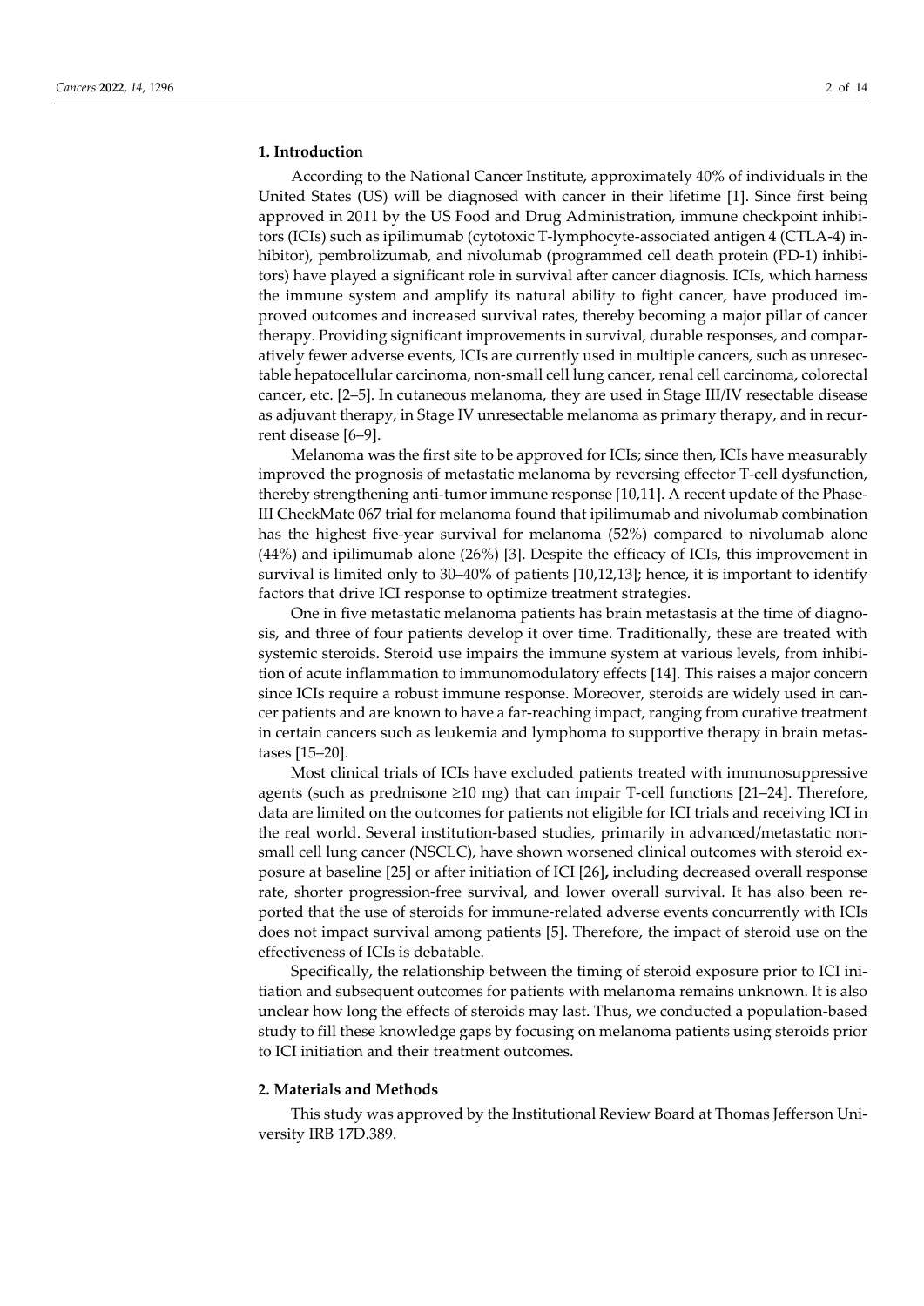## 1. Introduction

According to the National Cancer Institute, approximately 40% of individuals in the United States (US) will be diagnosed with cancer in their lifetime [1]. Since first being approved in 2011 by the US Food and Drug Administration, immune checkpoint inhibitors (ICIs) such as ipilimumab (cytotoxic T-lymphocyte-associated antigen 4 (CTLA-4) inhibitor), pembrolizumab, and nivolumab (programmed cell death protein (PD-1) inhibitors) have played a significant role in survival after cancer diagnosis. ICIs, which harness the immune system and amplify its natural ability to fight cancer, have produced improved outcomes and increased survival rates, thereby becoming a major pillar of cancer therapy. Providing significant improvements in survival, durable responses, and comparatively fewer adverse events, ICIs are currently used in multiple cancers, such as unresectable hepatocellular carcinoma, non-small cell lung cancer, renal cell carcinoma, colorectal cancer, etc. [2–5]. In cutaneous melanoma, they are used in Stage III/IV resectable disease as adjuvant therapy, in Stage IV unresectable melanoma as primary therapy, and in recurrent disease [6–9].

Melanoma was the first site to be approved for ICIs; since then, ICIs have measurably improved the prognosis of metastatic melanoma by reversing effector T-cell dysfunction, thereby strengthening anti-tumor immune response [10,11]. A recent update of the Phase-III CheckMate 067 trial for melanoma found that ipilimumab and nivolumab combination has the highest five-year survival for melanoma (52%) compared to nivolumab alone (44%) and ipilimumab alone (26%) [3]. Despite the efficacy of ICIs, this improvement in survival is limited only to 30–40% of patients [10,12,13]; hence, it is important to identify factors that drive ICI response to optimize treatment strategies.

One in five metastatic melanoma patients has brain metastasis at the time of diagnosis, and three of four patients develop it over time. Traditionally, these are treated with systemic steroids. Steroid use impairs the immune system at various levels, from inhibition of acute inflammation to immunomodulatory effects [14]. This raises a major concern since ICIs require a robust immune response. Moreover, steroids are widely used in cancer patients and are known to have a far-reaching impact, ranging from curative treatment in certain cancers such as leukemia and lymphoma to supportive therapy in brain metastases [15–20].

Most clinical trials of ICIs have excluded patients treated with immunosuppressive agents (such as prednisone ≥10 mg) that can impair T-cell functions [21–24]. Therefore, data are limited on the outcomes for patients not eligible for ICI trials and receiving ICI in the real world. Several institution-based studies, primarily in advanced/metastatic non-small cell lung cancer (NSCLC), have shown worsened clinical outcomes with steroid exposure at baseline [25] or after initiation of ICI [26], including decreased overall response rate, shorter progression-free survival, and lower overall survival. It has also been reported that the use of steroids for immune-related adverse events concurrently with ICIs does not impact survival among patients [5]. Therefore, the impact of steroid use on the effectiveness of ICIs is debatable.

Specifically, the relationship between the timing of steroid exposure prior to ICI initiation and subsequent outcomes for patients with melanoma remains unknown. It is also unclear how long the effects of steroids may last. Thus, we conducted a population-based study to fill these knowledge gaps by focusing on melanoma patients using steroids prior to ICI initiation and their treatment outcomes.

## 2. Materials and Methods

This study was approved by the Institutional Review Board at Thomas Jefferson University IRB 17D.389.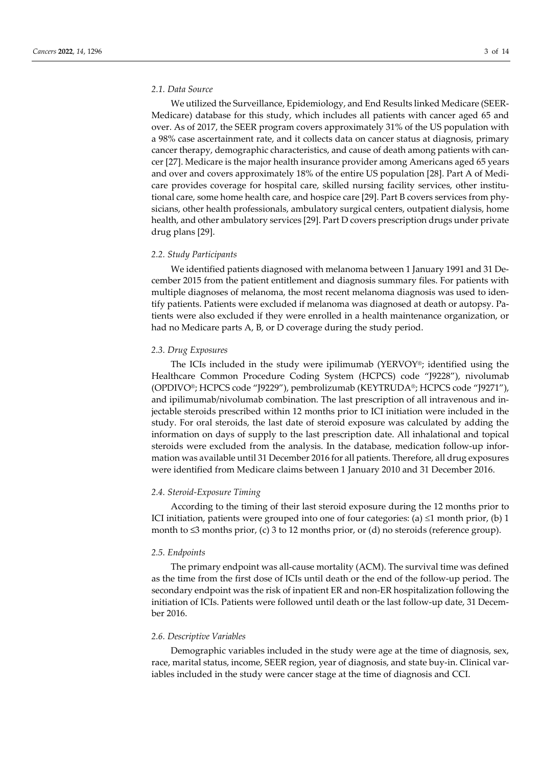### *2.1. Data Source*

We utilized the Surveillance, Epidemiology, and End Results linked Medicare (SEER-Medicare) database for this study, which includes all patients with cancer aged 65 and over. As of 2017, the SEER program covers approximately 31% of the US population with a 98% case ascertainment rate, and it collects data on cancer status at diagnosis, primary cancer therapy, demographic characteristics, and cause of death among patients with cancer [27]. Medicare is the major health insurance provider among Americans aged 65 years and over and covers approximately 18% of the entire US population [28]. Part A of Medicare provides coverage for hospital care, skilled nursing facility services, other institutional care, some home health care, and hospice care [29]. Part B covers services from physicians, other health professionals, ambulatory surgical centers, outpatient dialysis, home health, and other ambulatory services [29]. Part D covers prescription drugs under private drug plans [29].

### *2.2. Study Participants*

We identified patients diagnosed with melanoma between 1 January 1991 and 31 December 2015 from the patient entitlement and diagnosis summary files. For patients with multiple diagnoses of melanoma, the most recent melanoma diagnosis was used to identify patients. Patients were excluded if melanoma was diagnosed at death or autopsy. Patients were also excluded if they were enrolled in a health maintenance organization, or had no Medicare parts A, B, or D coverage during the study period.

### *2.3. Drug Exposures*

The ICIs included in the study were ipilimumab (YERVOY®; identified using the Healthcare Common Procedure Coding System (HCPCS) code "J9228"), nivolumab (OPDIVO®; HCPCS code "J9229"), pembrolizumab (KEYTRUDA®; HCPCS code "J9271"), and ipilimumab/nivolumab combination. The last prescription of all intravenous and injectable steroids prescribed within 12 months prior to ICI initiation were included in the study. For oral steroids, the last date of steroid exposure was calculated by adding the information on days of supply to the last prescription date. All inhalational and topical steroids were excluded from the analysis. In the database, medication follow-up information was available until 31 December 2016 for all patients. Therefore, all drug exposures were identified from Medicare claims between 1 January 2010 and 31 December 2016.

### *2.4. Steroid-Exposure Timing*

According to the timing of their last steroid exposure during the 12 months prior to ICI initiation, patients were grouped into one of four categories: (a) ≤1 month prior, (b) 1 month to ≤3 months prior, (c) 3 to 12 months prior, or (d) no steroids (reference group).

### *2.5. Endpoints*

The primary endpoint was all-cause mortality (ACM). The survival time was defined as the time from the first dose of ICIs until death or the end of the follow-up period. The secondary endpoint was the risk of inpatient ER and non-ER hospitalization following the initiation of ICIs. Patients were followed until death or the last follow-up date, 31 December 2016.

### *2.6. Descriptive Variables*

Demographic variables included in the study were age at the time of diagnosis, sex, race, marital status, income, SEER region, year of diagnosis, and state buy-in. Clinical variables included in the study were cancer stage at the time of diagnosis and CCI.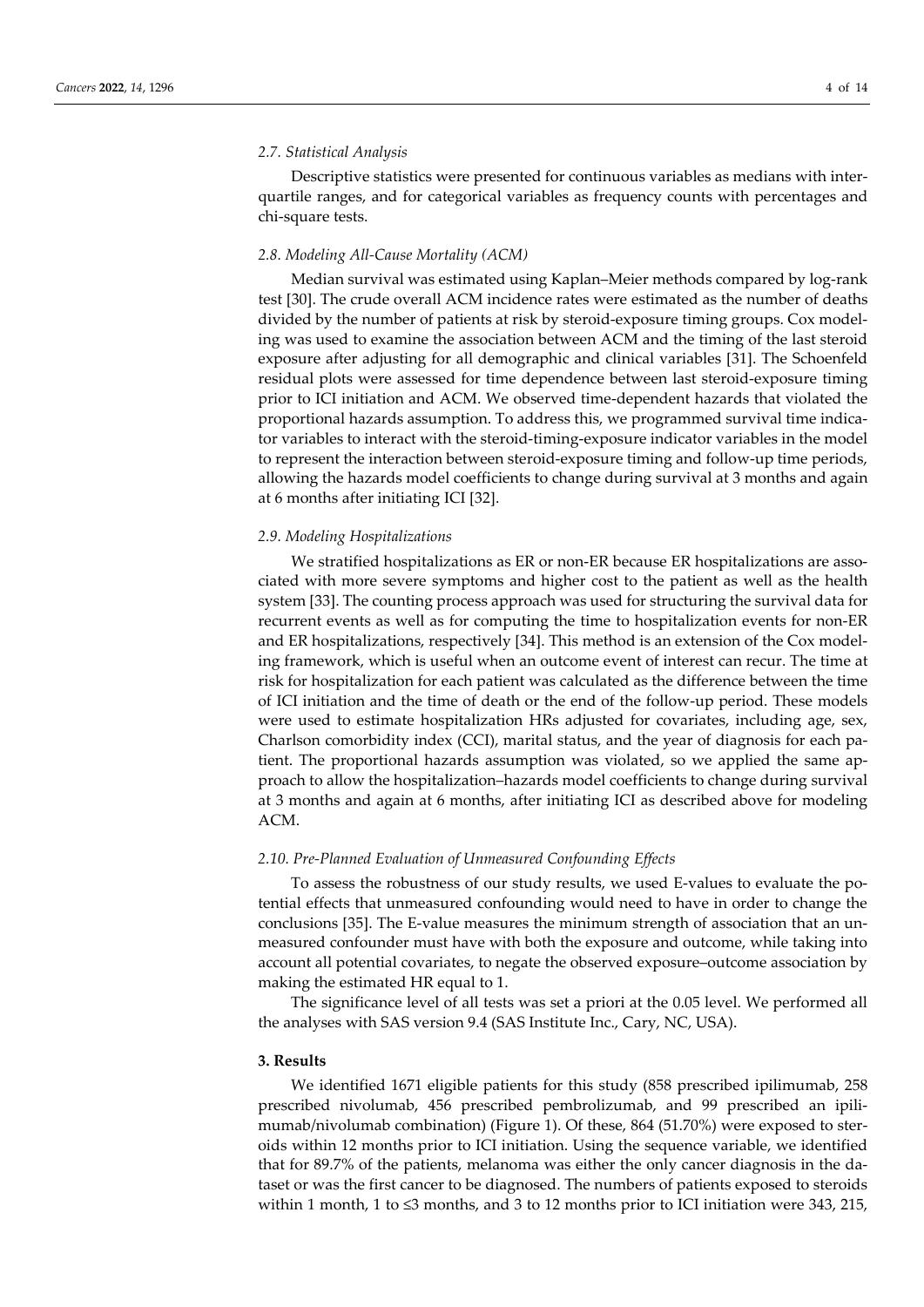### 2.7. Statistical Analysis

Descriptive statistics were presented for continuous variables as medians with interquartile ranges, and for categorical variables as frequency counts with percentages and chi-square tests.

### 2.8. Modeling All-Cause Mortality (ACM)

Median survival was estimated using Kaplan–Meier methods compared by log-rank test [30]. The crude overall ACM incidence rates were estimated as the number of deaths divided by the number of patients at risk by steroid-exposure timing groups. Cox modeling was used to examine the association between ACM and the timing of the last steroid exposure after adjusting for all demographic and clinical variables [31]. The Schoenfeld residual plots were assessed for time dependence between last steroid-exposure timing prior to ICI initiation and ACM. We observed time-dependent hazards that violated the proportional hazards assumption. To address this, we programmed survival time indicator variables to interact with the steroid-timing-exposure indicator variables in the model to represent the interaction between steroid-exposure timing and follow-up time periods, allowing the hazards model coefficients to change during survival at 3 months and again at 6 months after initiating ICI [32].

### 2.9. Modeling Hospitalizations

We stratified hospitalizations as ER or non-ER because ER hospitalizations are associated with more severe symptoms and higher cost to the patient as well as the health system [33]. The counting process approach was used for structuring the survival data for recurrent events as well as for computing the time to hospitalization events for non-ER and ER hospitalizations, respectively [34]. This method is an extension of the Cox modeling framework, which is useful when an outcome event of interest can recur. The time at risk for hospitalization for each patient was calculated as the difference between the time of ICI initiation and the time of death or the end of the follow-up period. These models were used to estimate hospitalization HRs adjusted for covariates, including age, sex, Charlson comorbidity index (CCI), marital status, and the year of diagnosis for each patient. The proportional hazards assumption was violated, so we applied the same approach to allow the hospitalization–hazards model coefficients to change during survival at 3 months and again at 6 months, after initiating ICI as described above for modeling ACM.

### 2.10. Pre-Planned Evaluation of Unmeasured Confounding Effects

To assess the robustness of our study results, we used E-values to evaluate the potential effects that unmeasured confounding would need to have in order to change the conclusions [35]. The E-value measures the minimum strength of association that an unmeasured confounder must have with both the exposure and outcome, while taking into account all potential covariates, to negate the observed exposure–outcome association by making the estimated HR equal to 1.

The significance level of all tests was set a priori at the 0.05 level. We performed all the analyses with SAS version 9.4 (SAS Institute Inc., Cary, NC, USA).

## 3. Results

We identified 1671 eligible patients for this study (858 prescribed ipilimumab, 258 prescribed nivolumab, 456 prescribed pembrolizumab, and 99 prescribed an ipilimumab/nivolumab combination) (Figure 1). Of these, 864 (51.70%) were exposed to steroids within 12 months prior to ICI initiation. Using the sequence variable, we identified that for 89.7% of the patients, melanoma was either the only cancer diagnosis in the dataset or was the first cancer to be diagnosed. The numbers of patients exposed to steroids within 1 month, 1 to ≤3 months, and 3 to 12 months prior to ICI initiation were 343, 215,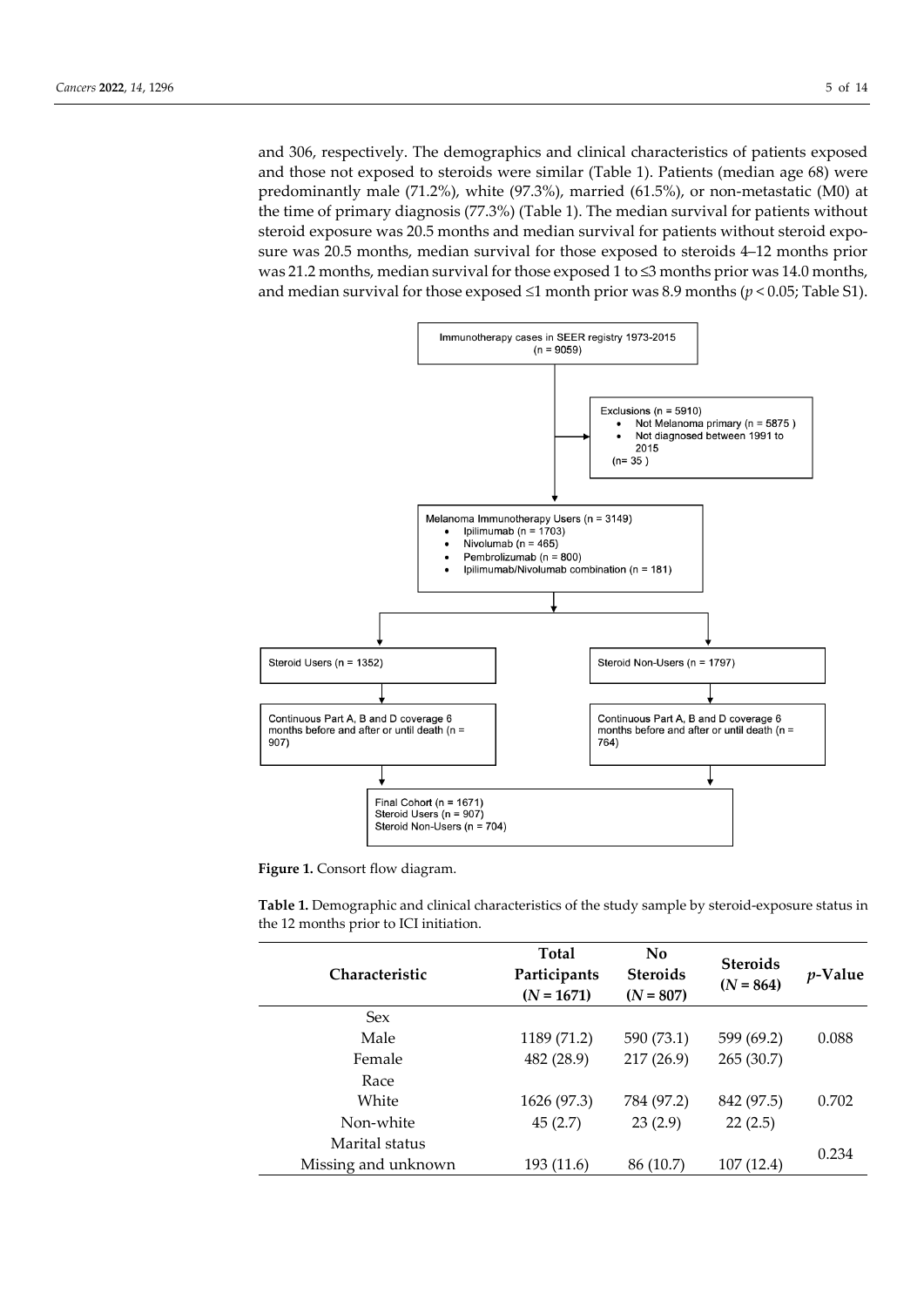and 306, respectively. The demographics and clinical characteristics of patients exposed and those not exposed to steroids were similar (Table 1). Patients (median age 68) were predominantly male (71.2%), white (97.3%), married (61.5%), or non-metastatic (M0) at the time of primary diagnosis (77.3%) (Table 1). The median survival for patients without steroid exposure was 20.5 months and median survival for patients without steroid exposure was 20.5 months, median survival for those exposed to steroids 4–12 months prior was 21.2 months, median survival for those exposed 1 to ≤3 months prior was 14.0 months, and median survival for those exposed ≤1 month prior was 8.9 months ($p < 0.05$; Table S1).

Immunotherapy cases in SEER registry 1973-2015 (n = 9059)

Exclusions (n = 5910)
- Not Melanoma primary (n = 5875 )
- Not diagnosed between 1991 to 2015 (n= 35 )

Melanoma Immunotherapy Users (n = 3149)
- Ipilimumab (n = 1703)
- Nivolumab (n = 465)
- Pembrolizumab (n = 800)
- Ipilimumab/Nivolumab combination (n = 181)

Steroid Users (n = 1352)

Steroid Non-Users (n = 1797)

Continuous Part A, B and D coverage 6 months before and after or until death (n = 907)

Continuous Part A, B and D coverage 6 months before and after or until death (n = 764)

Final Cohort (n = 1671)
Steroid Users (n = 907)
Steroid Non-Users (n = 704)

**Figure 1.** Consort flow diagram.

**Table 1.** Demographic and clinical characteristics of the study sample by steroid-exposure status in the 12 months prior to ICI initiation.

| Characteristic | Total Participants ($N = 1671$) | No Steroids ($N = 807$) | Steroids ($N = 864$) | $p$-Value |
|---|---|---|---|---|
| Sex | | | | |
| Male | 1189 (71.2) | 590 (73.1) | 599 (69.2) | 0.088 |
| Female | 482 (28.9) | 217 (26.9) | 265 (30.7) | |
| Race | | | | |
| White | 1626 (97.3) | 784 (97.2) | 842 (97.5) | 0.702 |
| Non-white | 45 (2.7) | 23 (2.9) | 22 (2.5) | |
| Marital status | | | | 0.234 |
| Missing and unknown | 193 (11.6) | 86 (10.7) | 107 (12.4) | |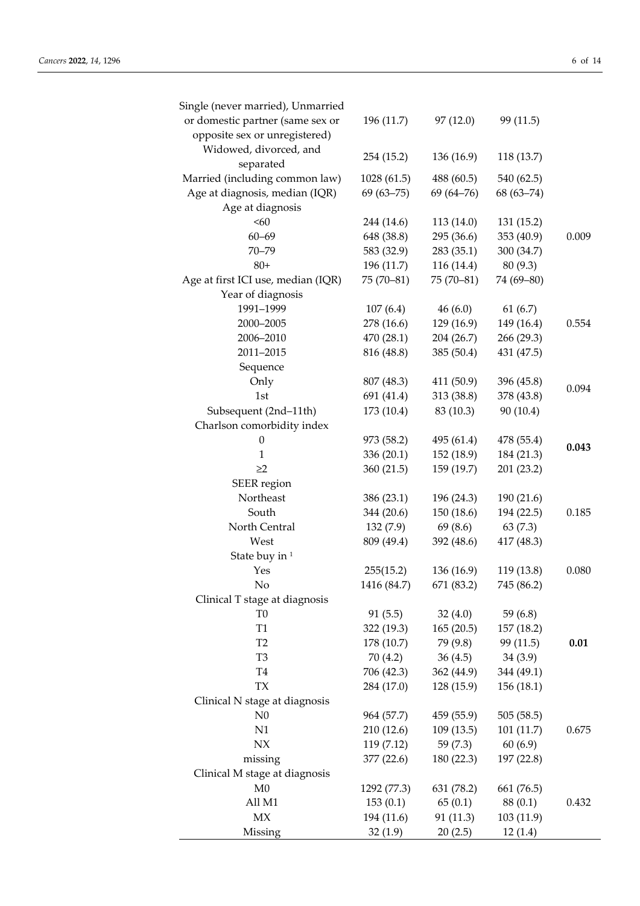| | | | | |
|---|---|---|---|---|
| Single (never married), Unmarried or domestic partner (same sex or opposite sex or unregistered) | 196 (11.7) | 97 (12.0) | 99 (11.5) | |
| Widowed, divorced, and separated | 254 (15.2) | 136 (16.9) | 118 (13.7) | |
| Married (including common law) | 1028 (61.5) | 488 (60.5) | 540 (62.5) | |
| Age at diagnosis, median (IQR) | 69 (63–75) | 69 (64–76) | 68 (63–74) | |
| Age at diagnosis | | | | |
| <60 | 244 (14.6) | 113 (14.0) | 131 (15.2) | |
| 60–69 | 648 (38.8) | 295 (36.6) | 353 (40.9) | 0.009 |
| 70–79 | 583 (32.9) | 283 (35.1) | 300 (34.7) | |
| 80+ | 196 (11.7) | 116 (14.4) | 80 (9.3) | |
| Age at first ICI use, median (IQR) | 75 (70–81) | 75 (70–81) | 74 (69–80) | |
| Year of diagnosis | | | | |
| 1991–1999 | 107 (6.4) | 46 (6.0) | 61 (6.7) | |
| 2000–2005 | 278 (16.6) | 129 (16.9) | 149 (16.4) | 0.554 |
| 2006–2010 | 470 (28.1) | 204 (26.7) | 266 (29.3) | |
| 2011–2015 | 816 (48.8) | 385 (50.4) | 431 (47.5) | |
| Sequence | | | | |
| Only | 807 (48.3) | 411 (50.9) | 396 (45.8) | 0.094 |
| 1st | 691 (41.4) | 313 (38.8) | 378 (43.8) | |
| Subsequent (2nd–11th) | 173 (10.4) | 83 (10.3) | 90 (10.4) | |
| Charlson comorbidity index | | | | |
| 0 | 973 (58.2) | 495 (61.4) | 478 (55.4) | **0.043** |
| 1 | 336 (20.1) | 152 (18.9) | 184 (21.3) | |
| ≥2 | 360 (21.5) | 159 (19.7) | 201 (23.2) | |
| SEER region | | | | |
| Northeast | 386 (23.1) | 196 (24.3) | 190 (21.6) | |
| South | 344 (20.6) | 150 (18.6) | 194 (22.5) | 0.185 |
| North Central | 132 (7.9) | 69 (8.6) | 63 (7.3) | |
| West | 809 (49.4) | 392 (48.6) | 417 (48.3) | |
| State buy in [1] | | | | |
| Yes | 255(15.2) | 136 (16.9) | 119 (13.8) | 0.080 |
| No | 1416 (84.7) | 671 (83.2) | 745 (86.2) | |
| Clinical T stage at diagnosis | | | | |
| T0 | 91 (5.5) | 32 (4.0) | 59 (6.8) | |
| T1 | 322 (19.3) | 165 (20.5) | 157 (18.2) | |
| T2 | 178 (10.7) | 79 (9.8) | 99 (11.5) | **0.01** |
| T3 | 70 (4.2) | 36 (4.5) | 34 (3.9) | |
| T4 | 706 (42.3) | 362 (44.9) | 344 (49.1) | |
| TX | 284 (17.0) | 128 (15.9) | 156 (18.1) | |
| Clinical N stage at diagnosis | | | | |
| N0 | 964 (57.7) | 459 (55.9) | 505 (58.5) | |
| N1 | 210 (12.6) | 109 (13.5) | 101 (11.7) | 0.675 |
| NX | 119 (7.12) | 59 (7.3) | 60 (6.9) | |
| missing | 377 (22.6) | 180 (22.3) | 197 (22.8) | |
| Clinical M stage at diagnosis | | | | |
| M0 | 1292 (77.3) | 631 (78.2) | 661 (76.5) | |
| All M1 | 153 (0.1) | 65 (0.1) | 88 (0.1) | 0.432 |
| MX | 194 (11.6) | 91 (11.3) | 103 (11.9) | |
| Missing | 32 (1.9) | 20 (2.5) | 12 (1.4) | |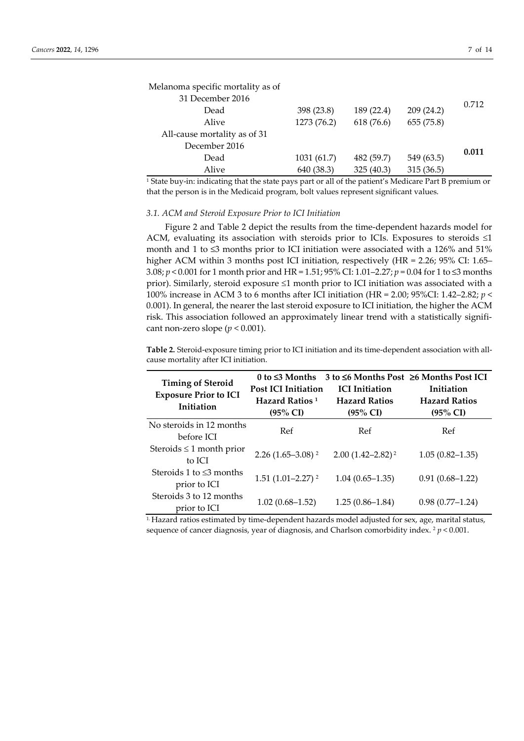| | | | | |
|---|---|---|---|---|
| Melanoma specific mortality as of 31 December 2016 | | | | 0.712 |
| Dead | 398 (23.8) | 189 (22.4) | 209 (24.2) | |
| Alive | 1273 (76.2) | 618 (76.6) | 655 (75.8) | |
| All-cause mortality as of 31 December 2016 | | | | **0.011** |
| Dead | 1031 (61.7) | 482 (59.7) | 549 (63.5) | |
| Alive | 640 (38.3) | 325 (40.3) | 315 (36.5) | |

[1] State buy-in: indicating that the state pays part or all of the patient's Medicare Part B premium or that the person is in the Medicaid program, bolt values represent significant values.

### *3.1. ACM and Steroid Exposure Prior to ICI Initiation*

Figure 2 and Table 2 depict the results from the time-dependent hazards model for ACM, evaluating its association with steroids prior to ICIs. Exposures to steroids ≤1 month and 1 to ≤3 months prior to ICI initiation were associated with a 126% and 51% higher ACM within 3 months post ICI initiation, respectively (HR = 2.26; 95% CI: 1.65–3.08; $p < 0.001$ for 1 month prior and HR = 1.51; 95% CI: 1.01–2.27; $p = 0.04$ for 1 to ≤3 months prior). Similarly, steroid exposure ≤1 month prior to ICI initiation was associated with a 100% increase in ACM 3 to 6 months after ICI initiation (HR = 2.00; 95%CI: 1.42–2.82; $p < 0.001$). In general, the nearer the last steroid exposure to ICI initiation, the higher the ACM risk. This association followed an approximately linear trend with a statistically significant non-zero slope ($p < 0.001$).

**Table 2.** Steroid-exposure timing prior to ICI initiation and its time-dependent association with all-cause mortality after ICI initiation.

| Timing of Steroid Exposure Prior to ICI Initiation | 0 to ≤3 Months Post ICI Initiation Hazard Ratios [1] (95% CI) | 3 to ≤6 Months Post ICI Initiation Hazard Ratios (95% CI) | ≥6 Months Post ICI Initiation Hazard Ratios (95% CI) |
|---|---|---|---|
| No steroids in 12 months before ICI | Ref | Ref | Ref |
| Steroids ≤ 1 month prior to ICI | 2.26 (1.65–3.08) [2] | 2.00 (1.42–2.82) [2] | 1.05 (0.82–1.35) |
| Steroids 1 to ≤3 months prior to ICI | 1.51 (1.01–2.27) [2] | 1.04 (0.65–1.35) | 0.91 (0.68–1.22) |
| Steroids 3 to 12 months prior to ICI | 1.02 (0.68–1.52) | 1.25 (0.86–1.84) | 0.98 (0.77–1.24) |

[1] Hazard ratios estimated by time-dependent hazards model adjusted for sex, age, marital status, sequence of cancer diagnosis, year of diagnosis, and Charlson comorbidity index. [2] $p < 0.001$.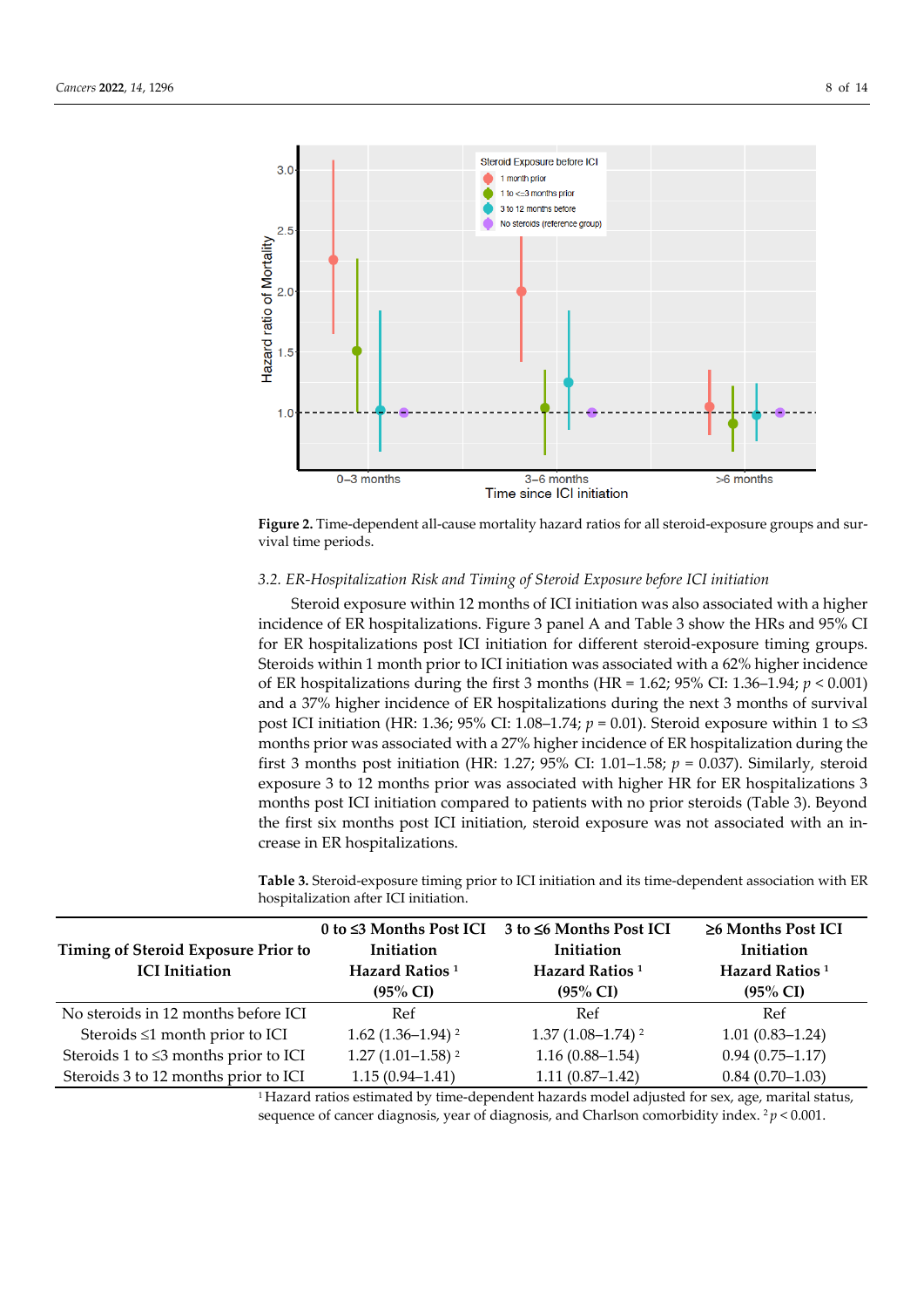Figure 2. Time-dependent all-cause mortality hazard ratios for all steroid-exposure groups and survival time periods.

*3.2. ER-Hospitalization Risk and Timing of Steroid Exposure before ICI initiation*

Steroid exposure within 12 months of ICI initiation was also associated with a higher incidence of ER hospitalizations. Figure 3 panel A and Table 3 show the HRs and 95% CI for ER hospitalizations post ICI initiation for different steroid-exposure timing groups. Steroids within 1 month prior to ICI initiation was associated with a 62% higher incidence of ER hospitalizations during the first 3 months (HR = 1.62; 95% CI: 1.36–1.94; $p < 0.001$) and a 37% higher incidence of ER hospitalizations during the next 3 months of survival post ICI initiation (HR: 1.36; 95% CI: 1.08–1.74; $p = 0.01$). Steroid exposure within 1 to ≤3 months prior was associated with a 27% higher incidence of ER hospitalization during the first 3 months post initiation (HR: 1.27; 95% CI: 1.01–1.58; $p = 0.037$). Similarly, steroid exposure 3 to 12 months prior was associated with higher HR for ER hospitalizations 3 months post ICI initiation compared to patients with no prior steroids (Table 3). Beyond the first six months post ICI initiation, steroid exposure was not associated with an increase in ER hospitalizations.

**Table 3.** Steroid-exposure timing prior to ICI initiation and its time-dependent association with ER hospitalization after ICI initiation.

| Timing of Steroid Exposure Prior to ICI Initiation | 0 to ≤3 Months Post ICI Initiation Hazard Ratios [1] (95% CI) | 3 to ≤6 Months Post ICI Initiation Hazard Ratios [1] (95% CI) | ≥6 Months Post ICI Initiation Hazard Ratios [1] (95% CI) |
|---|---|---|---|
| No steroids in 12 months before ICI | Ref | Ref | Ref |
| Steroids ≤1 month prior to ICI | 1.62 (1.36–1.94) [2] | 1.37 (1.08–1.74) [2] | 1.01 (0.83–1.24) |
| Steroids 1 to ≤3 months prior to ICI | 1.27 (1.01–1.58) [2] | 1.16 (0.88–1.54) | 0.94 (0.75–1.17) |
| Steroids 3 to 12 months prior to ICI | 1.15 (0.94–1.41) | 1.11 (0.87–1.42) | 0.84 (0.70–1.03) |

[1] Hazard ratios estimated by time-dependent hazards model adjusted for sex, age, marital status, sequence of cancer diagnosis, year of diagnosis, and Charlson comorbidity index. [2] $p < 0.001$.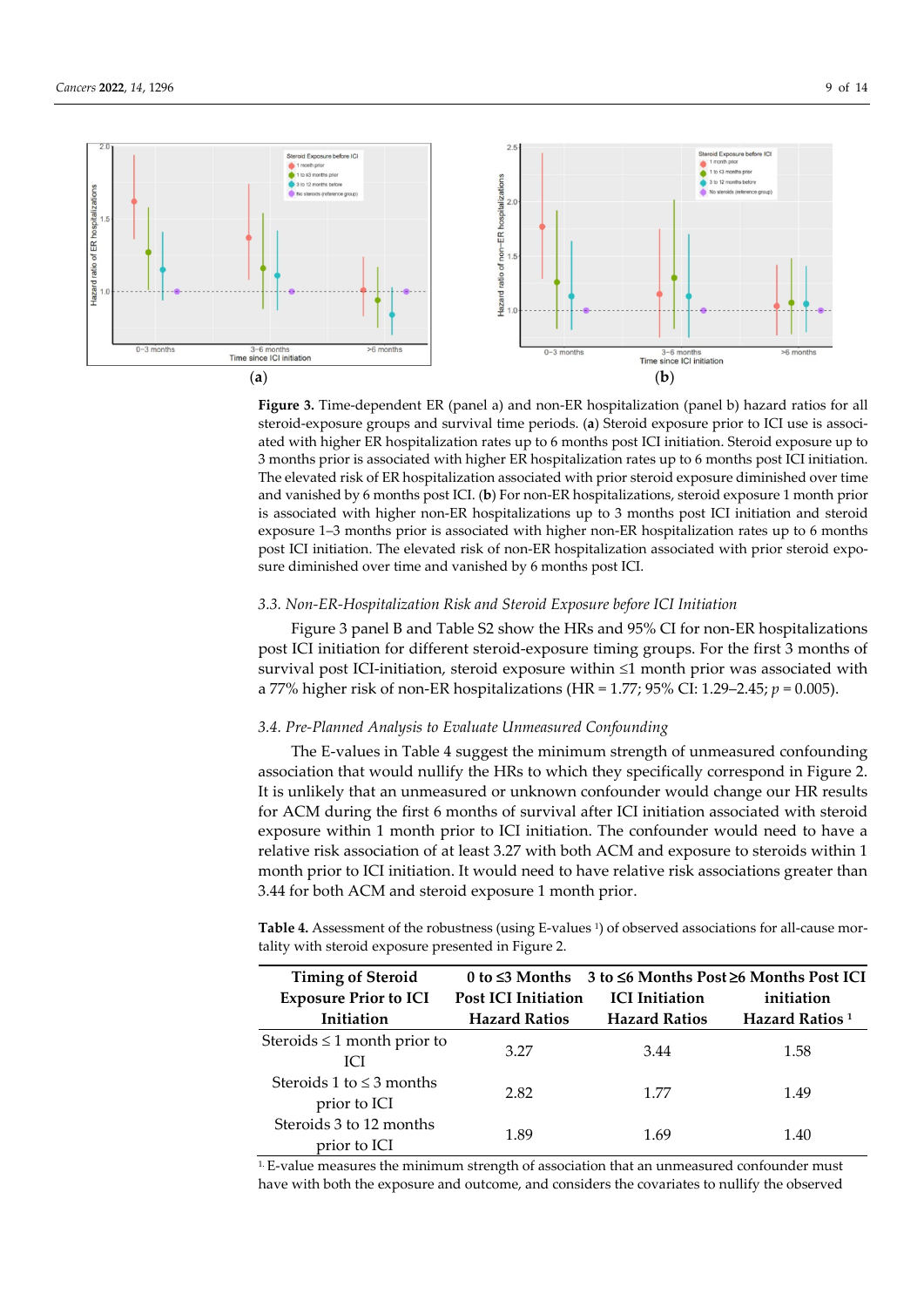(a)

(b)

**Figure 3.** Time-dependent ER (panel a) and non-ER hospitalization (panel b) hazard ratios for all steroid-exposure groups and survival time periods. (**a**) Steroid exposure prior to ICI use is associated with higher ER hospitalization rates up to 6 months post ICI initiation. Steroid exposure up to 3 months prior is associated with higher ER hospitalization rates up to 6 months post ICI initiation. The elevated risk of ER hospitalization associated with prior steroid exposure diminished over time and vanished by 6 months post ICI. (**b**) For non-ER hospitalizations, steroid exposure 1 month prior is associated with higher non-ER hospitalizations up to 3 months post ICI initiation and steroid exposure 1–3 months prior is associated with higher non-ER hospitalization rates up to 6 months post ICI initiation. The elevated risk of non-ER hospitalization associated with prior steroid exposure diminished over time and vanished by 6 months post ICI.

### *3.3. Non-ER-Hospitalization Risk and Steroid Exposure before ICI Initiation*

Figure 3 panel B and Table S2 show the HRs and 95% CI for non-ER hospitalizations post ICI initiation for different steroid-exposure timing groups. For the first 3 months of survival post ICI-initiation, steroid exposure within ≤1 month prior was associated with a 77% higher risk of non-ER hospitalizations (HR = 1.77; 95% CI: 1.29–2.45; $p = 0.005$).

### *3.4. Pre-Planned Analysis to Evaluate Unmeasured Confounding*

The E-values in Table 4 suggest the minimum strength of unmeasured confounding association that would nullify the HRs to which they specifically correspond in Figure 2. It is unlikely that an unmeasured or unknown confounder would change our HR results for ACM during the first 6 months of survival after ICI initiation associated with steroid exposure within 1 month prior to ICI initiation. The confounder would need to have a relative risk association of at least 3.27 with both ACM and exposure to steroids within 1 month prior to ICI initiation. It would need to have relative risk associations greater than 3.44 for both ACM and steroid exposure 1 month prior.

**Table 4.** Assessment of the robustness (using E-values [1]) of observed associations for all-cause mortality with steroid exposure presented in Figure 2.

| Timing of Steroid Exposure Prior to ICI Initiation | 0 to ≤3 Months Post ICI Initiation Hazard Ratios | 3 to ≤6 Months Post ICI Initiation Hazard Ratios | ≥6 Months Post ICI initiation Hazard Ratios [1] |
|---|---|---|---|
| Steroids ≤ 1 month prior to ICI | 3.27 | 3.44 | 1.58 |
| Steroids 1 to ≤ 3 months prior to ICI | 2.82 | 1.77 | 1.49 |
| Steroids 3 to 12 months prior to ICI | 1.89 | 1.69 | 1.40 |

[1] E-value measures the minimum strength of association that an unmeasured confounder must have with both the exposure and outcome, and considers the covariates to nullify the observed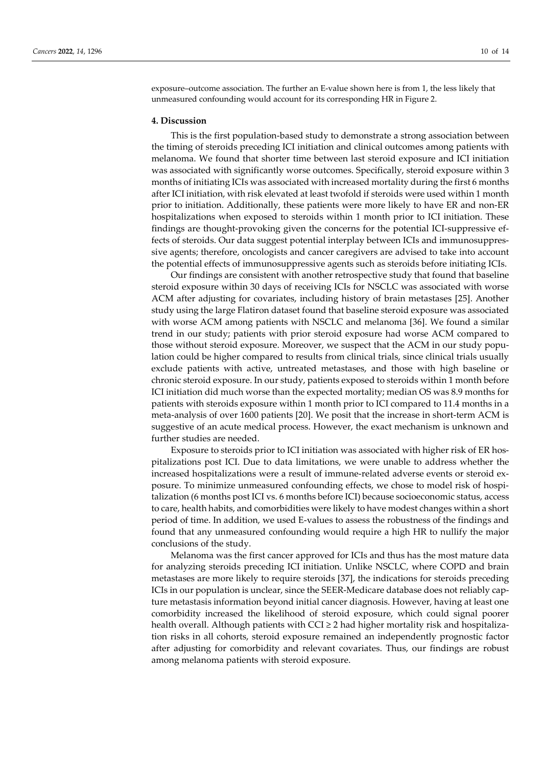exposure–outcome association. The further an E-value shown here is from 1, the less likely that unmeasured confounding would account for its corresponding HR in Figure 2.

## 4. Discussion

This is the first population-based study to demonstrate a strong association between the timing of steroids preceding ICI initiation and clinical outcomes among patients with melanoma. We found that shorter time between last steroid exposure and ICI initiation was associated with significantly worse outcomes. Specifically, steroid exposure within 3 months of initiating ICIs was associated with increased mortality during the first 6 months after ICI initiation, with risk elevated at least twofold if steroids were used within 1 month prior to initiation. Additionally, these patients were more likely to have ER and non-ER hospitalizations when exposed to steroids within 1 month prior to ICI initiation. These findings are thought-provoking given the concerns for the potential ICI-suppressive effects of steroids. Our data suggest potential interplay between ICIs and immunosuppressive agents; therefore, oncologists and cancer caregivers are advised to take into account the potential effects of immunosuppressive agents such as steroids before initiating ICIs.

Our findings are consistent with another retrospective study that found that baseline steroid exposure within 30 days of receiving ICIs for NSCLC was associated with worse ACM after adjusting for covariates, including history of brain metastases [25]. Another study using the large Flatiron dataset found that baseline steroid exposure was associated with worse ACM among patients with NSCLC and melanoma [36]. We found a similar trend in our study; patients with prior steroid exposure had worse ACM compared to those without steroid exposure. Moreover, we suspect that the ACM in our study population could be higher compared to results from clinical trials, since clinical trials usually exclude patients with active, untreated metastases, and those with high baseline or chronic steroid exposure. In our study, patients exposed to steroids within 1 month before ICI initiation did much worse than the expected mortality; median OS was 8.9 months for patients with steroids exposure within 1 month prior to ICI compared to 11.4 months in a meta-analysis of over 1600 patients [20]. We posit that the increase in short-term ACM is suggestive of an acute medical process. However, the exact mechanism is unknown and further studies are needed.

Exposure to steroids prior to ICI initiation was associated with higher risk of ER hospitalizations post ICI. Due to data limitations, we were unable to address whether the increased hospitalizations were a result of immune-related adverse events or steroid exposure. To minimize unmeasured confounding effects, we chose to model risk of hospitalization (6 months post ICI vs. 6 months before ICI) because socioeconomic status, access to care, health habits, and comorbidities were likely to have modest changes within a short period of time. In addition, we used E-values to assess the robustness of the findings and found that any unmeasured confounding would require a high HR to nullify the major conclusions of the study.

Melanoma was the first cancer approved for ICIs and thus has the most mature data for analyzing steroids preceding ICI initiation. Unlike NSCLC, where COPD and brain metastases are more likely to require steroids [37], the indications for steroids preceding ICIs in our population is unclear, since the SEER-Medicare database does not reliably capture metastasis information beyond initial cancer diagnosis. However, having at least one comorbidity increased the likelihood of steroid exposure, which could signal poorer health overall. Although patients with CCI $\geq$ 2 had higher mortality risk and hospitalization risks in all cohorts, steroid exposure remained an independently prognostic factor after adjusting for comorbidity and relevant covariates. Thus, our findings are robust among melanoma patients with steroid exposure.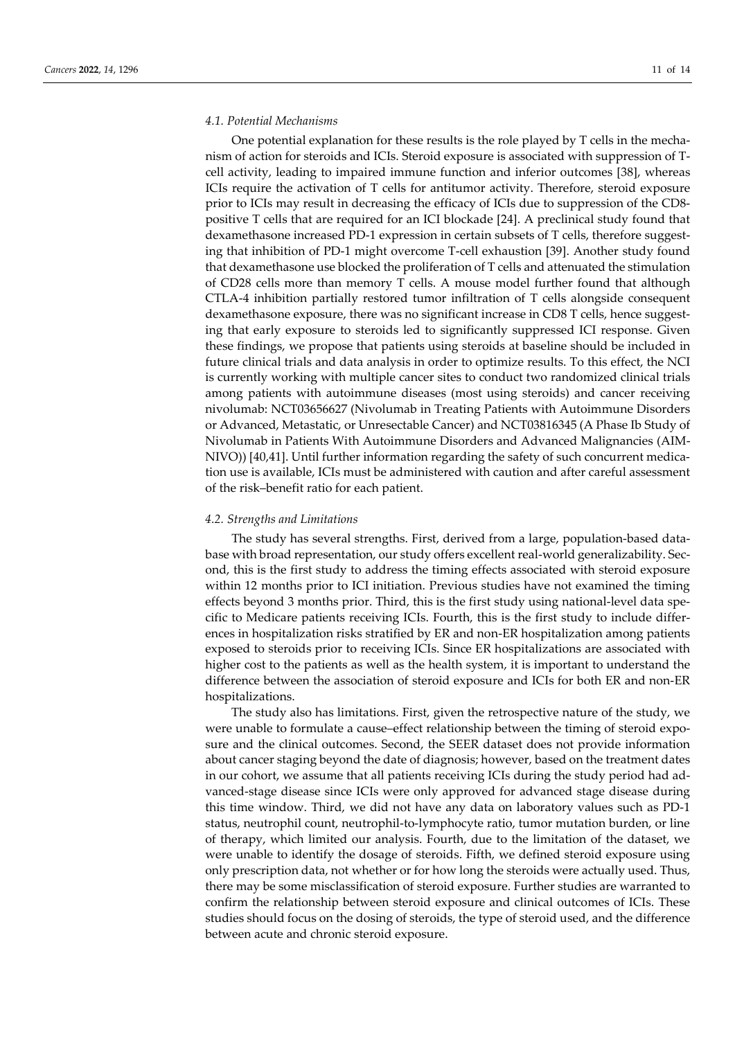### *4.1. Potential Mechanisms*

One potential explanation for these results is the role played by T cells in the mechanism of action for steroids and ICIs. Steroid exposure is associated with suppression of T-cell activity, leading to impaired immune function and inferior outcomes [38], whereas ICIs require the activation of T cells for antitumor activity. Therefore, steroid exposure prior to ICIs may result in decreasing the efficacy of ICIs due to suppression of the CD8-positive T cells that are required for an ICI blockade [24]. A preclinical study found that dexamethasone increased PD-1 expression in certain subsets of T cells, therefore suggesting that inhibition of PD-1 might overcome T-cell exhaustion [39]. Another study found that dexamethasone use blocked the proliferation of T cells and attenuated the stimulation of CD28 cells more than memory T cells. A mouse model further found that although CTLA-4 inhibition partially restored tumor infiltration of T cells alongside consequent dexamethasone exposure, there was no significant increase in CD8 T cells, hence suggesting that early exposure to steroids led to significantly suppressed ICI response. Given these findings, we propose that patients using steroids at baseline should be included in future clinical trials and data analysis in order to optimize results. To this effect, the NCI is currently working with multiple cancer sites to conduct two randomized clinical trials among patients with autoimmune diseases (most using steroids) and cancer receiving nivolumab: NCT03656627 (Nivolumab in Treating Patients with Autoimmune Disorders or Advanced, Metastatic, or Unresectable Cancer) and NCT03816345 (A Phase Ib Study of Nivolumab in Patients With Autoimmune Disorders and Advanced Malignancies (AIM-NIVO)) [40,41]. Until further information regarding the safety of such concurrent medication use is available, ICIs must be administered with caution and after careful assessment of the risk–benefit ratio for each patient.

### *4.2. Strengths and Limitations*

The study has several strengths. First, derived from a large, population-based database with broad representation, our study offers excellent real-world generalizability. Second, this is the first study to address the timing effects associated with steroid exposure within 12 months prior to ICI initiation. Previous studies have not examined the timing effects beyond 3 months prior. Third, this is the first study using national-level data specific to Medicare patients receiving ICIs. Fourth, this is the first study to include differences in hospitalization risks stratified by ER and non-ER hospitalization among patients exposed to steroids prior to receiving ICIs. Since ER hospitalizations are associated with higher cost to the patients as well as the health system, it is important to understand the difference between the association of steroid exposure and ICIs for both ER and non-ER hospitalizations.

The study also has limitations. First, given the retrospective nature of the study, we were unable to formulate a cause–effect relationship between the timing of steroid exposure and the clinical outcomes. Second, the SEER dataset does not provide information about cancer staging beyond the date of diagnosis; however, based on the treatment dates in our cohort, we assume that all patients receiving ICIs during the study period had advanced-stage disease since ICIs were only approved for advanced stage disease during this time window. Third, we did not have any data on laboratory values such as PD-1 status, neutrophil count, neutrophil-to-lymphocyte ratio, tumor mutation burden, or line of therapy, which limited our analysis. Fourth, due to the limitation of the dataset, we were unable to identify the dosage of steroids. Fifth, we defined steroid exposure using only prescription data, not whether or for how long the steroids were actually used. Thus, there may be some misclassification of steroid exposure. Further studies are warranted to confirm the relationship between steroid exposure and clinical outcomes of ICIs. These studies should focus on the dosing of steroids, the type of steroid used, and the difference between acute and chronic steroid exposure.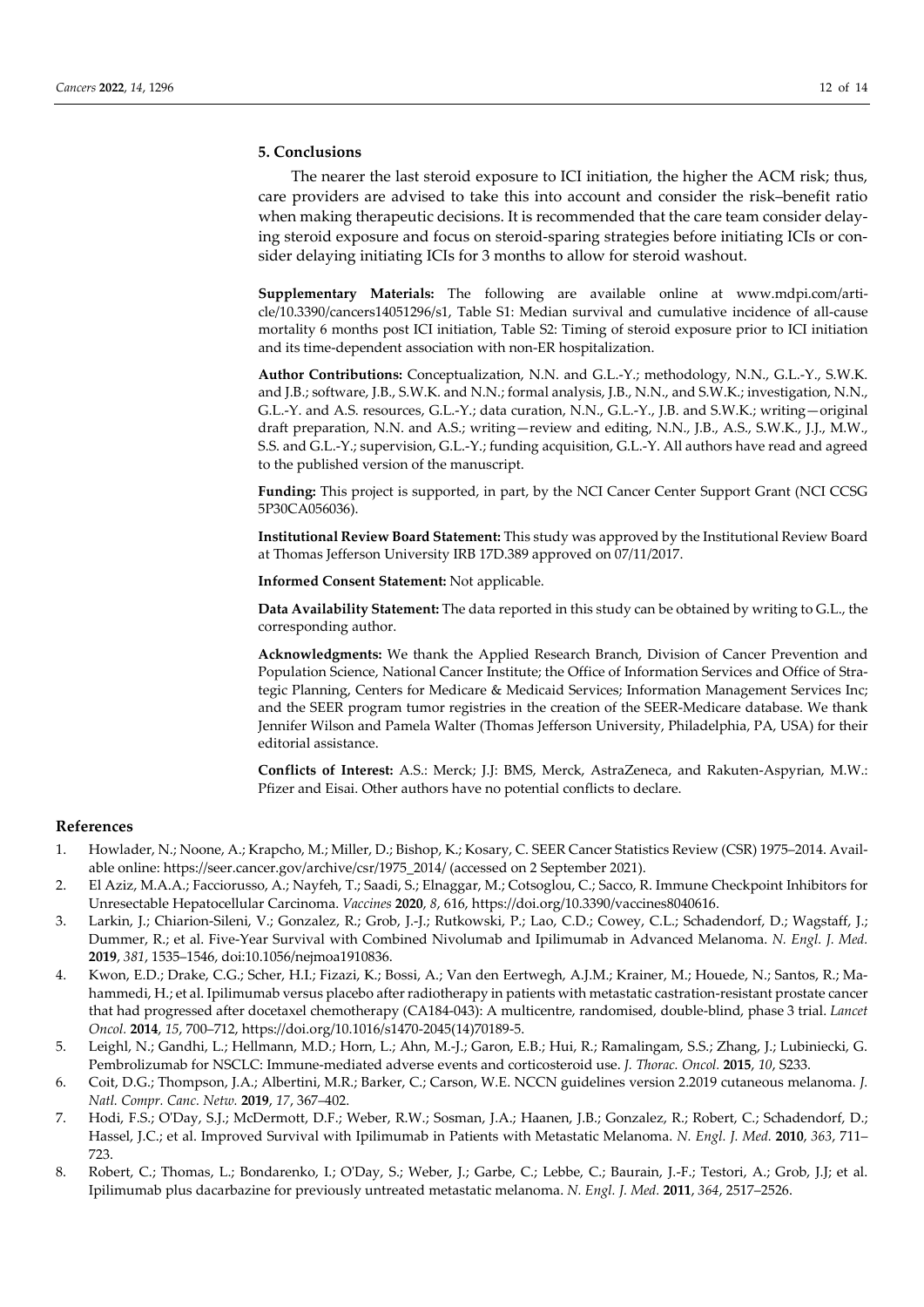## 5. Conclusions

The nearer the last steroid exposure to ICI initiation, the higher the ACM risk; thus, care providers are advised to take this into account and consider the risk–benefit ratio when making therapeutic decisions. It is recommended that the care team consider delaying steroid exposure and focus on steroid-sparing strategies before initiating ICIs or consider delaying initiating ICIs for 3 months to allow for steroid washout.

**Supplementary Materials:** The following are available online at www.mdpi.com/article/10.3390/cancers14051296/s1, Table S1: Median survival and cumulative incidence of all-cause mortality 6 months post ICI initiation, Table S2: Timing of steroid exposure prior to ICI initiation and its time-dependent association with non-ER hospitalization.

**Author Contributions:** Conceptualization, N.N. and G.L.-Y.; methodology, N.N., G.L.-Y., S.W.K. and J.B.; software, J.B., S.W.K. and N.N.; formal analysis, J.B., N.N., and S.W.K.; investigation, N.N., G.L.-Y. and A.S. resources, G.L.-Y.; data curation, N.N., G.L.-Y., J.B. and S.W.K.; writing—original draft preparation, N.N. and A.S.; writing—review and editing, N.N., J.B., A.S., S.W.K., J.J., M.W., S.S. and G.L.-Y.; supervision, G.L.-Y.; funding acquisition, G.L.-Y. All authors have read and agreed to the published version of the manuscript.

**Funding:** This project is supported, in part, by the NCI Cancer Center Support Grant (NCI CCSG 5P30CA056036).

**Institutional Review Board Statement:** This study was approved by the Institutional Review Board at Thomas Jefferson University IRB 17D.389 approved on 07/11/2017.

**Informed Consent Statement:** Not applicable.

**Data Availability Statement:** The data reported in this study can be obtained by writing to G.L., the corresponding author.

**Acknowledgments:** We thank the Applied Research Branch, Division of Cancer Prevention and Population Science, National Cancer Institute; the Office of Information Services and Office of Strategic Planning, Centers for Medicare & Medicaid Services; Information Management Services Inc; and the SEER program tumor registries in the creation of the SEER-Medicare database. We thank Jennifer Wilson and Pamela Walter (Thomas Jefferson University, Philadelphia, PA, USA) for their editorial assistance.

**Conflicts of Interest:** A.S.: Merck; J.J: BMS, Merck, AstraZeneca, and Rakuten-Aspyrian, M.W.: Pfizer and Eisai. Other authors have no potential conflicts to declare.

## References

1. Howlader, N.; Noone, A.; Krapcho, M.; Miller, D.; Bishop, K.; Kosary, C. SEER Cancer Statistics Review (CSR) 1975–2014. Available online: https://seer.cancer.gov/archive/csr/1975_2014/ (accessed on 2 September 2021).
2. El Aziz, M.A.A.; Facciorusso, A.; Nayfeh, T.; Saadi, S.; Elnaggar, M.; Cotsoglou, C.; Sacco, R. Immune Checkpoint Inhibitors for Unresectable Hepatocellular Carcinoma. *Vaccines* **2020**, *8*, 616, https://doi.org/10.3390/vaccines8040616.
3. Larkin, J.; Chiarion-Sileni, V.; Gonzalez, R.; Grob, J.-J.; Rutkowski, P.; Lao, C.D.; Cowey, C.L.; Schadendorf, D.; Wagstaff, J.; Dummer, R.; et al. Five-Year Survival with Combined Nivolumab and Ipilimumab in Advanced Melanoma. *N. Engl. J. Med.* **2019**, *381*, 1535–1546, doi:10.1056/nejmoa1910836.
4. Kwon, E.D.; Drake, C.G.; Scher, H.I.; Fizazi, K.; Bossi, A.; Van den Eertwegh, A.J.M.; Krainer, M.; Houede, N.; Santos, R.; Mahammedi, H.; et al. Ipilimumab versus placebo after radiotherapy in patients with metastatic castration-resistant prostate cancer that had progressed after docetaxel chemotherapy (CA184-043): A multicentre, randomised, double-blind, phase 3 trial. *Lancet Oncol.* **2014**, *15*, 700–712, https://doi.org/10.1016/s1470-2045(14)70189-5.
5. Leighl, N.; Gandhi, L.; Hellmann, M.D.; Horn, L.; Ahn, M.-J.; Garon, E.B.; Hui, R.; Ramalingam, S.S.; Zhang, J.; Lubiniecki, G. Pembrolizumab for NSCLC: Immune-mediated adverse events and corticosteroid use. *J. Thorac. Oncol.* **2015**, *10*, S233.
6. Coit, D.G.; Thompson, J.A.; Albertini, M.R.; Barker, C.; Carson, W.E. NCCN guidelines version 2.2019 cutaneous melanoma. *J. Natl. Compr. Canc. Netw.* **2019**, *17*, 367–402.
7. Hodi, F.S.; O'Day, S.J.; McDermott, D.F.; Weber, R.W.; Sosman, J.A.; Haanen, J.B.; Gonzalez, R.; Robert, C.; Schadendorf, D.; Hassel, J.C.; et al. Improved Survival with Ipilimumab in Patients with Metastatic Melanoma. *N. Engl. J. Med.* **2010**, *363*, 711–723.
8. Robert, C.; Thomas, L.; Bondarenko, I.; O'Day, S.; Weber, J.; Garbe, C.; Lebbe, C.; Baurain, J.-F.; Testori, A.; Grob, J.J; et al. Ipilimumab plus dacarbazine for previously untreated metastatic melanoma. *N. Engl. J. Med.* **2011**, *364*, 2517–2526.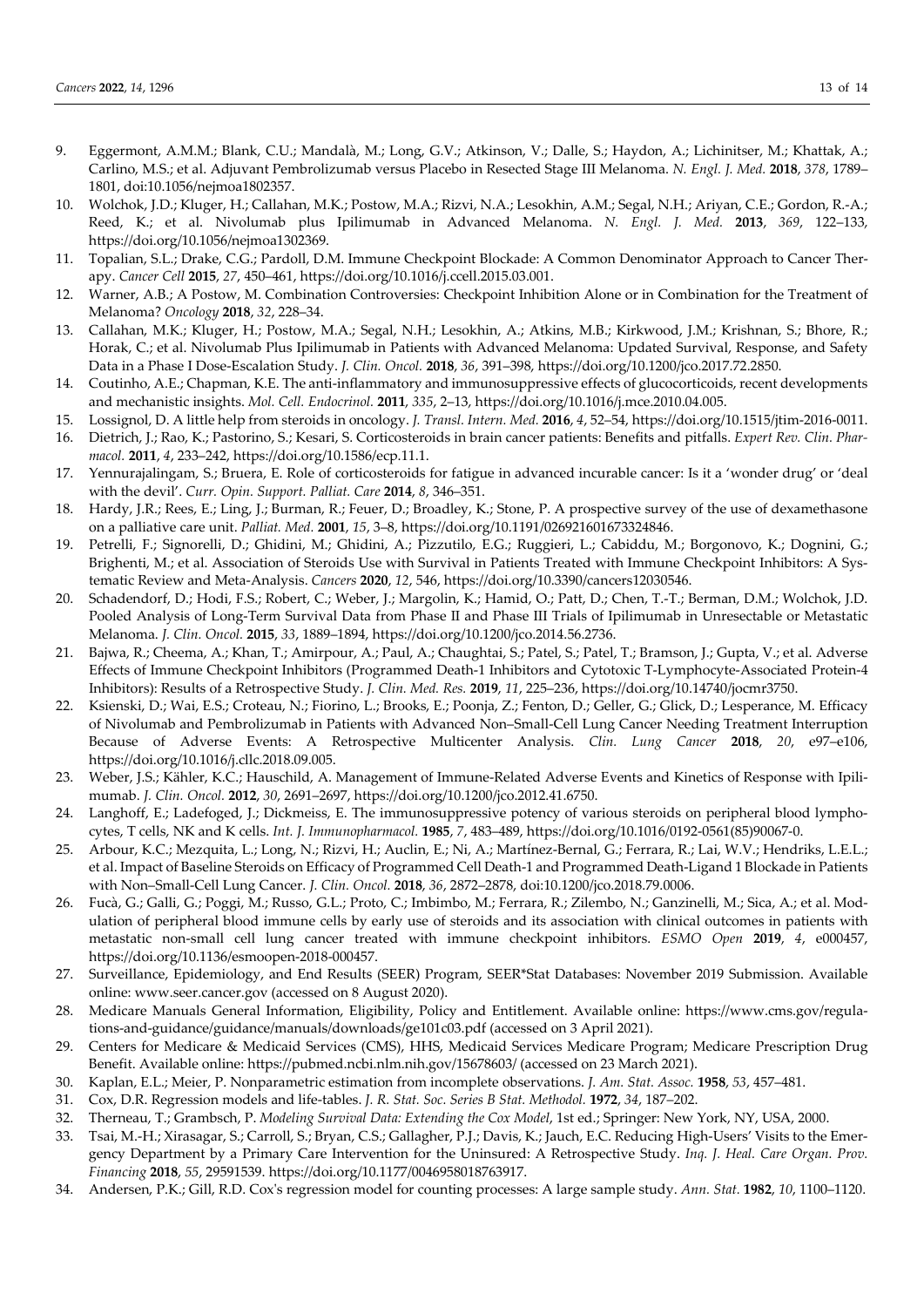9. Eggermont, A.M.M.; Blank, C.U.; Mandalà, M.; Long, G.V.; Atkinson, V.; Dalle, S.; Haydon, A.; Lichinitser, M.; Khattak, A.; Carlino, M.S.; et al. Adjuvant Pembrolizumab versus Placebo in Resected Stage III Melanoma. *N. Engl. J. Med.* **2018**, *378*, 1789–1801, doi:10.1056/nejmoa1802357.
10. Wolchok, J.D.; Kluger, H.; Callahan, M.K.; Postow, M.A.; Rizvi, N.A.; Lesokhin, A.M.; Segal, N.H.; Ariyan, C.E.; Gordon, R.-A.; Reed, K.; et al. Nivolumab plus Ipilimumab in Advanced Melanoma. *N. Engl. J. Med.* **2013**, *369*, 122–133, https://doi.org/10.1056/nejmoa1302369.
11. Topalian, S.L.; Drake, C.G.; Pardoll, D.M. Immune Checkpoint Blockade: A Common Denominator Approach to Cancer Therapy. *Cancer Cell* **2015**, *27*, 450–461, https://doi.org/10.1016/j.ccell.2015.03.001.
12. Warner, A.B.; A Postow, M. Combination Controversies: Checkpoint Inhibition Alone or in Combination for the Treatment of Melanoma? *Oncology* **2018**, *32*, 228–34.
13. Callahan, M.K.; Kluger, H.; Postow, M.A.; Segal, N.H.; Lesokhin, A.; Atkins, M.B.; Kirkwood, J.M.; Krishnan, S.; Bhore, R.; Horak, C.; et al. Nivolumab Plus Ipilimumab in Patients with Advanced Melanoma: Updated Survival, Response, and Safety Data in a Phase I Dose-Escalation Study. *J. Clin. Oncol.* **2018**, *36*, 391–398, https://doi.org/10.1200/jco.2017.72.2850.
14. Coutinho, A.E.; Chapman, K.E. The anti-inflammatory and immunosuppressive effects of glucocorticoids, recent developments and mechanistic insights. *Mol. Cell. Endocrinol.* **2011**, *335*, 2–13, https://doi.org/10.1016/j.mce.2010.04.005.
15. Lossignol, D. A little help from steroids in oncology. *J. Transl. Intern. Med.* **2016**, *4*, 52–54, https://doi.org/10.1515/jtim-2016-0011.
16. Dietrich, J.; Rao, K.; Pastorino, S.; Kesari, S. Corticosteroids in brain cancer patients: Benefits and pitfalls. *Expert Rev. Clin. Pharmacol.* **2011**, *4*, 233–242, https://doi.org/10.1586/ecp.11.1.
17. Yennurajalingam, S.; Bruera, E. Role of corticosteroids for fatigue in advanced incurable cancer: Is it a 'wonder drug' or 'deal with the devil'. *Curr. Opin. Support. Palliat. Care* **2014**, *8*, 346–351.
18. Hardy, J.R.; Rees, E.; Ling, J.; Burman, R.; Feuer, D.; Broadley, K.; Stone, P. A prospective survey of the use of dexamethasone on a palliative care unit. *Palliat. Med.* **2001**, *15*, 3–8, https://doi.org/10.1191/026921601673324846.
19. Petrelli, F.; Signorelli, D.; Ghidini, M.; Ghidini, A.; Pizzutilo, E.G.; Ruggieri, L.; Cabiddu, M.; Borgonovo, K.; Dognini, G.; Brighenti, M.; et al. Association of Steroids Use with Survival in Patients Treated with Immune Checkpoint Inhibitors: A Systematic Review and Meta-Analysis. *Cancers* **2020**, *12*, 546, https://doi.org/10.3390/cancers12030546.
20. Schadendorf, D.; Hodi, F.S.; Robert, C.; Weber, J.; Margolin, K.; Hamid, O.; Patt, D.; Chen, T.-T.; Berman, D.M.; Wolchok, J.D. Pooled Analysis of Long-Term Survival Data from Phase II and Phase III Trials of Ipilimumab in Unresectable or Metastatic Melanoma. *J. Clin. Oncol.* **2015**, *33*, 1889–1894, https://doi.org/10.1200/jco.2014.56.2736.
21. Bajwa, R.; Cheema, A.; Khan, T.; Amirpour, A.; Paul, A.; Chaughtai, S.; Patel, S.; Patel, T.; Bramson, J.; Gupta, V.; et al. Adverse Effects of Immune Checkpoint Inhibitors (Programmed Death-1 Inhibitors and Cytotoxic T-Lymphocyte-Associated Protein-4 Inhibitors): Results of a Retrospective Study. *J. Clin. Med. Res.* **2019**, *11*, 225–236, https://doi.org/10.14740/jocmr3750.
22. Ksienski, D.; Wai, E.S.; Croteau, N.; Fiorino, L.; Brooks, E.; Poonja, Z.; Fenton, D.; Geller, G.; Glick, D.; Lesperance, M. Efficacy of Nivolumab and Pembrolizumab in Patients with Advanced Non–Small-Cell Lung Cancer Needing Treatment Interruption Because of Adverse Events: A Retrospective Multicenter Analysis. *Clin. Lung Cancer* **2018**, *20*, e97–e106, https://doi.org/10.1016/j.cllc.2018.09.005.
23. Weber, J.S.; Kähler, K.C.; Hauschild, A. Management of Immune-Related Adverse Events and Kinetics of Response with Ipilimumab. *J. Clin. Oncol.* **2012**, *30*, 2691–2697, https://doi.org/10.1200/jco.2012.41.6750.
24. Langhoff, E.; Ladefoged, J.; Dickmeiss, E. The immunosuppressive potency of various steroids on peripheral blood lymphocytes, T cells, NK and K cells. *Int. J. Immunopharmacol.* **1985**, *7*, 483–489, https://doi.org/10.1016/0192-0561(85)90067-0.
25. Arbour, K.C.; Mezquita, L.; Long, N.; Rizvi, H.; Auclin, E.; Ni, A.; Martínez-Bernal, G.; Ferrara, R.; Lai, W.V.; Hendriks, L.E.L.; et al. Impact of Baseline Steroids on Efficacy of Programmed Cell Death-1 and Programmed Death-Ligand 1 Blockade in Patients with Non–Small-Cell Lung Cancer. *J. Clin. Oncol.* **2018**, *36*, 2872–2878, doi:10.1200/jco.2018.79.0006.
26. Fucà, G.; Galli, G.; Poggi, M.; Russo, G.L.; Proto, C.; Imbimbo, M.; Ferrara, R.; Zilembo, N.; Ganzinelli, M.; Sica, A.; et al. Modulation of peripheral blood immune cells by early use of steroids and its association with clinical outcomes in patients with metastatic non-small cell lung cancer treated with immune checkpoint inhibitors. *ESMO Open* **2019**, *4*, e000457, https://doi.org/10.1136/esmoopen-2018-000457.
27. Surveillance, Epidemiology, and End Results (SEER) Program, SEER*Stat Databases: November 2019 Submission. Available online: www.seer.cancer.gov (accessed on 8 August 2020).
28. Medicare Manuals General Information, Eligibility, Policy and Entitlement. Available online: https://www.cms.gov/regulations-and-guidance/guidance/manuals/downloads/ge101c03.pdf (accessed on 3 April 2021).
29. Centers for Medicare & Medicaid Services (CMS), HHS, Medicaid Services Medicare Program; Medicare Prescription Drug Benefit. Available online: https://pubmed.ncbi.nlm.nih.gov/15678603/ (accessed on 23 March 2021).
30. Kaplan, E.L.; Meier, P. Nonparametric estimation from incomplete observations. *J. Am. Stat. Assoc.* **1958**, *53*, 457–481.
31. Cox, D.R. Regression models and life-tables. *J. R. Stat. Soc. Series B Stat. Methodol.* **1972**, *34*, 187–202.
32. Therneau, T.; Grambsch, P. *Modeling Survival Data: Extending the Cox Model*, 1st ed.; Springer: New York, NY, USA, 2000.
33. Tsai, M.-H.; Xirasagar, S.; Carroll, S.; Bryan, C.S.; Gallagher, P.J.; Davis, K.; Jauch, E.C. Reducing High-Users' Visits to the Emergency Department by a Primary Care Intervention for the Uninsured: A Retrospective Study. *Inq. J. Heal. Care Organ. Prov. Financing* **2018**, *55*, 29591539. https://doi.org/10.1177/0046958018763917.
34. Andersen, P.K.; Gill, R.D. Cox's regression model for counting processes: A large sample study. *Ann. Stat.* **1982**, *10*, 1100–1120.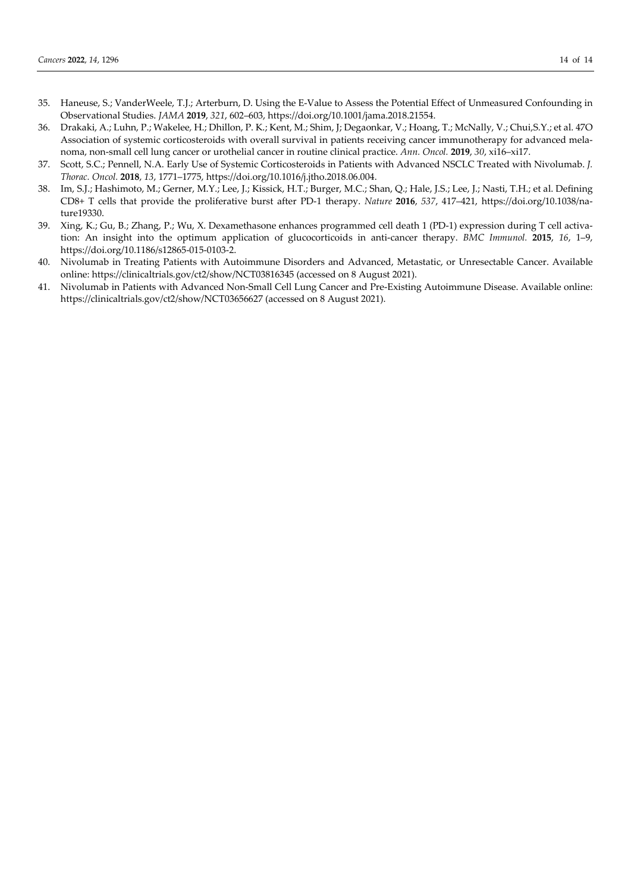35. Haneuse, S.; VanderWeele, T.J.; Arterburn, D. Using the E-Value to Assess the Potential Effect of Unmeasured Confounding in Observational Studies. *JAMA* **2019**, *321*, 602–603, https://doi.org/10.1001/jama.2018.21554.
36. Drakaki, A.; Luhn, P.; Wakelee, H.; Dhillon, P. K.; Kent, M.; Shim, J; Degaonkar, V.; Hoang, T.; McNally, V.; Chui,S.Y.; et al. 47O Association of systemic corticosteroids with overall survival in patients receiving cancer immunotherapy for advanced melanoma, non-small cell lung cancer or urothelial cancer in routine clinical practice. *Ann. Oncol.* **2019**, *30*, xi16–xi17.
37. Scott, S.C.; Pennell, N.A. Early Use of Systemic Corticosteroids in Patients with Advanced NSCLC Treated with Nivolumab. *J. Thorac. Oncol.* **2018**, *13*, 1771–1775, https://doi.org/10.1016/j.jtho.2018.06.004.
38. Im, S.J.; Hashimoto, M.; Gerner, M.Y.; Lee, J.; Kissick, H.T.; Burger, M.C.; Shan, Q.; Hale, J.S.; Lee, J.; Nasti, T.H.; et al. Defining CD8+ T cells that provide the proliferative burst after PD-1 therapy. *Nature* **2016**, *537*, 417–421, https://doi.org/10.1038/nature19330.
39. Xing, K.; Gu, B.; Zhang, P.; Wu, X. Dexamethasone enhances programmed cell death 1 (PD-1) expression during T cell activation: An insight into the optimum application of glucocorticoids in anti-cancer therapy. *BMC Immunol.* **2015**, *16*, 1–9, https://doi.org/10.1186/s12865-015-0103-2.
40. Nivolumab in Treating Patients with Autoimmune Disorders and Advanced, Metastatic, or Unresectable Cancer. Available online: https://clinicaltrials.gov/ct2/show/NCT03816345 (accessed on 8 August 2021).
41. Nivolumab in Patients with Advanced Non-Small Cell Lung Cancer and Pre-Existing Autoimmune Disease. Available online: https://clinicaltrials.gov/ct2/show/NCT03656627 (accessed on 8 August 2021).